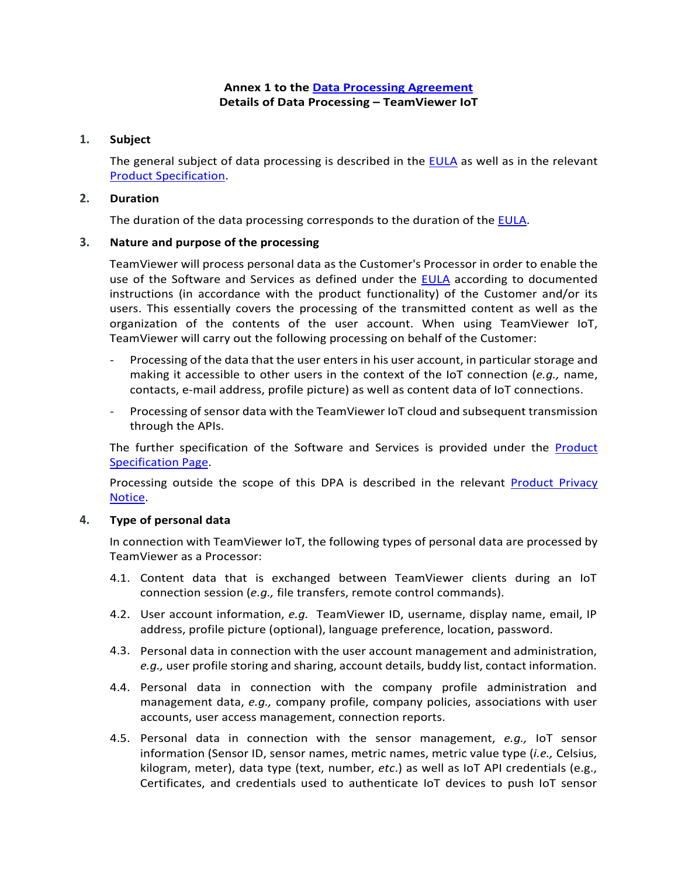**Annex 1 to the Data Processing Agreement**
**Details of Data Processing – TeamViewer IoT**

## 1. Subject

The general subject of data processing is described in the EULA as well as in the relevant Product Specification.

## 2. Duration

The duration of the data processing corresponds to the duration of the EULA.

## 3. Nature and purpose of the processing

TeamViewer will process personal data as the Customer's Processor in order to enable the use of the Software and Services as defined under the EULA according to documented instructions (in accordance with the product functionality) of the Customer and/or its users. This essentially covers the processing of the transmitted content as well as the organization of the contents of the user account. When using TeamViewer IoT, TeamViewer will carry out the following processing on behalf of the Customer:

- Processing of the data that the user enters in his user account, in particular storage and making it accessible to other users in the context of the IoT connection (*e.g.,* name, contacts, e-mail address, profile picture) as well as content data of IoT connections.
- Processing of sensor data with the TeamViewer IoT cloud and subsequent transmission through the APIs.

The further specification of the Software and Services is provided under the Product Specification Page.

Processing outside the scope of this DPA is described in the relevant Product Privacy Notice.

## 4. Type of personal data

In connection with TeamViewer IoT, the following types of personal data are processed by TeamViewer as a Processor:

4.1. Content data that is exchanged between TeamViewer clients during an IoT connection session (*e.g.,* file transfers, remote control commands).

4.2. User account information, *e.g.* TeamViewer ID, username, display name, email, IP address, profile picture (optional), language preference, location, password.

4.3. Personal data in connection with the user account management and administration, *e.g.,* user profile storing and sharing, account details, buddy list, contact information.

4.4. Personal data in connection with the company profile administration and management data, *e.g.,* company profile, company policies, associations with user accounts, user access management, connection reports.

4.5. Personal data in connection with the sensor management, *e.g.,* IoT sensor information (Sensor ID, sensor names, metric names, metric value type (*i.e.,* Celsius, kilogram, meter), data type (text, number, *etc.*) as well as IoT API credentials (e.g., Certificates, and credentials used to authenticate IoT devices to push IoT sensor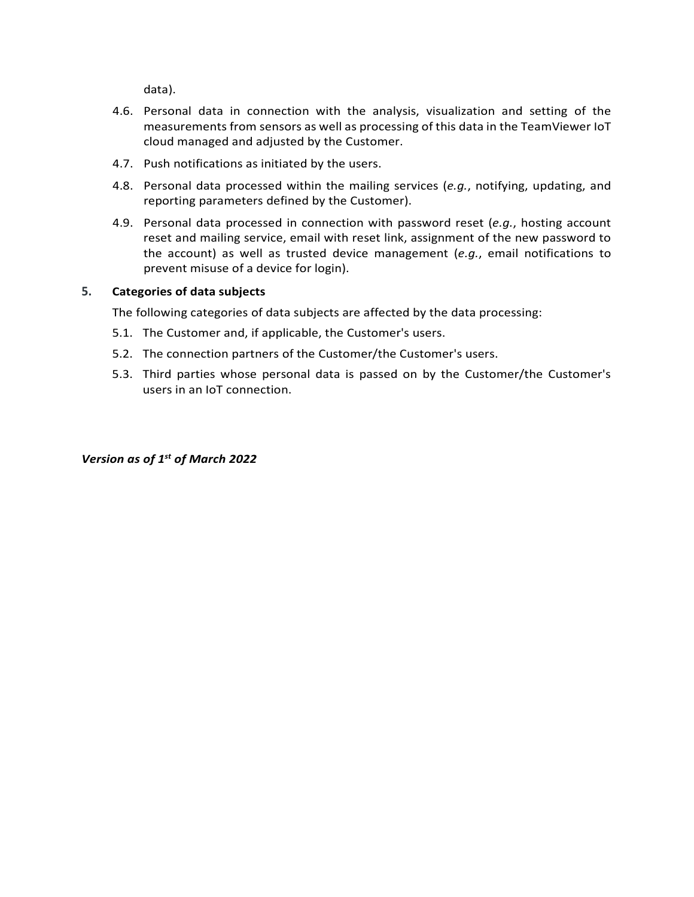data).

4.6. Personal data in connection with the analysis, visualization and setting of the measurements from sensors as well as processing of this data in the TeamViewer IoT cloud managed and adjusted by the Customer.

4.7. Push notifications as initiated by the users.

4.8. Personal data processed within the mailing services (*e.g.*, notifying, updating, and reporting parameters defined by the Customer).

4.9. Personal data processed in connection with password reset (*e.g.*, hosting account reset and mailing service, email with reset link, assignment of the new password to the account) as well as trusted device management (*e.g.*, email notifications to prevent misuse of a device for login).

## 5. Categories of data subjects

The following categories of data subjects are affected by the data processing:

5.1. The Customer and, if applicable, the Customer's users.

5.2. The connection partners of the Customer/the Customer's users.

5.3. Third parties whose personal data is passed on by the Customer/the Customer's users in an IoT connection.

***Version as of 1st of March 2022***